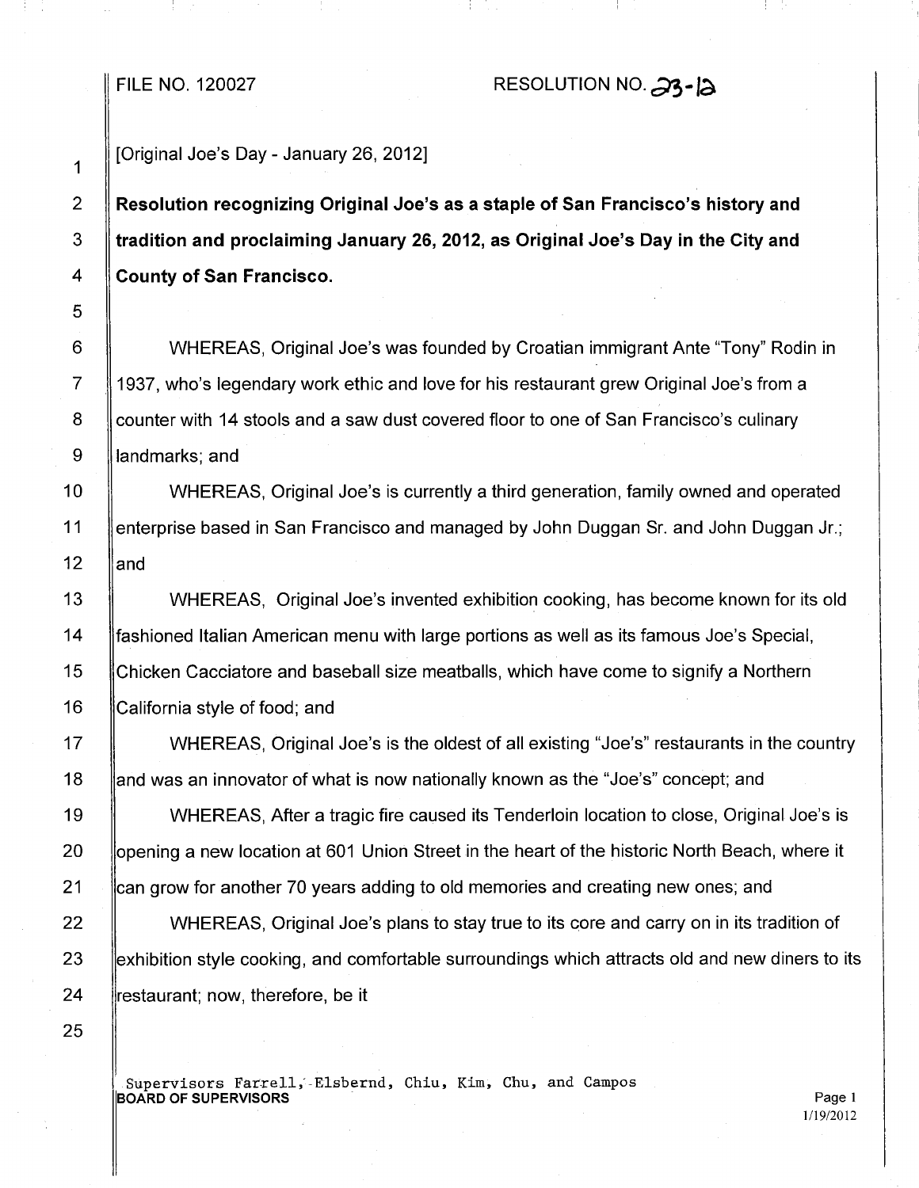FILE NO. 120027 RESOLUTION NO. 23-12

[Original Joe's Day - January 26, 2012]

**Resolution recognizing Original Joe's as a staple of San Francisco's history and tradition and proclaiming January 26, 2012, as Original Joe's Day in the City and County of San Francisco.**

WHEREAS, Original Joe's was founded by Croatian immigrant Ante "Tony" Rodin in 1937, who's legendary work ethic and love for his restaurant grew Original Joe's from a counter with 14 stools and a saw dust covered floor to one of San Francisco's culinary landmarks; and

WHEREAS, Original Joe's is currently a third generation, family owned and operated enterprise based in San Francisco and managed by John Duggan Sr. and John Duggan Jr.; and

WHEREAS, Original Joe's invented exhibition cooking, has become known for its old fashioned Italian American menu with large portions as well as its famous Joe's Special, Chicken Cacciatore and baseball size meatballs, which have come to signify a Northern California style of food; and

WHEREAS, Original Joe's is the oldest of all existing "Joe's" restaurants in the country and was an innovator of what is now nationally known as the "Joe's" concept; and

WHEREAS, After a tragic fire caused its Tenderloin location to close, Original Joe's is opening a new location at 601 Union Street in the heart of the historic North Beach, where it can grow for another 70 years adding to old memories and creating new ones; and

WHEREAS, Original Joe's plans to stay true to its core and carry on in its tradition of exhibition style cooking, and comfortable surroundings which attracts old and new diners to its restaurant; now, therefore, be it

Supervisors Farrell, Elsbernd, Chiu, Kim, Chu, and Campos
**BOARD OF SUPERVISORS**

1/19/2012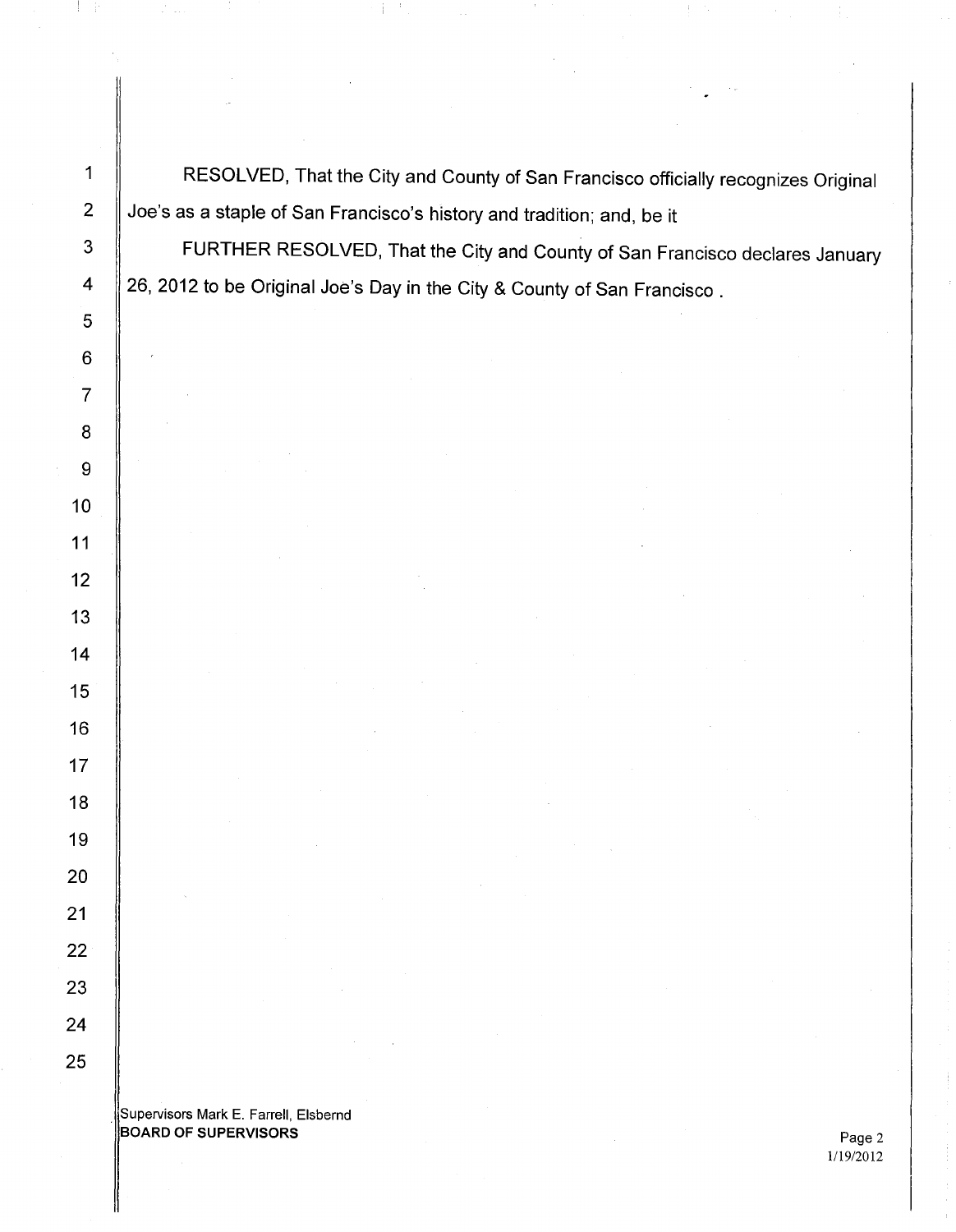RESOLVED, That the City and County of San Francisco officially recognizes Original Joe's as a staple of San Francisco's history and tradition; and, be it

FURTHER RESOLVED, That the City and County of San Francisco declares January 26, 2012 to be Original Joe's Day in the City & County of San Francisco .

Supervisors Mark E. Farrell, Elsbernd
**BOARD OF SUPERVISORS**

1/19/2012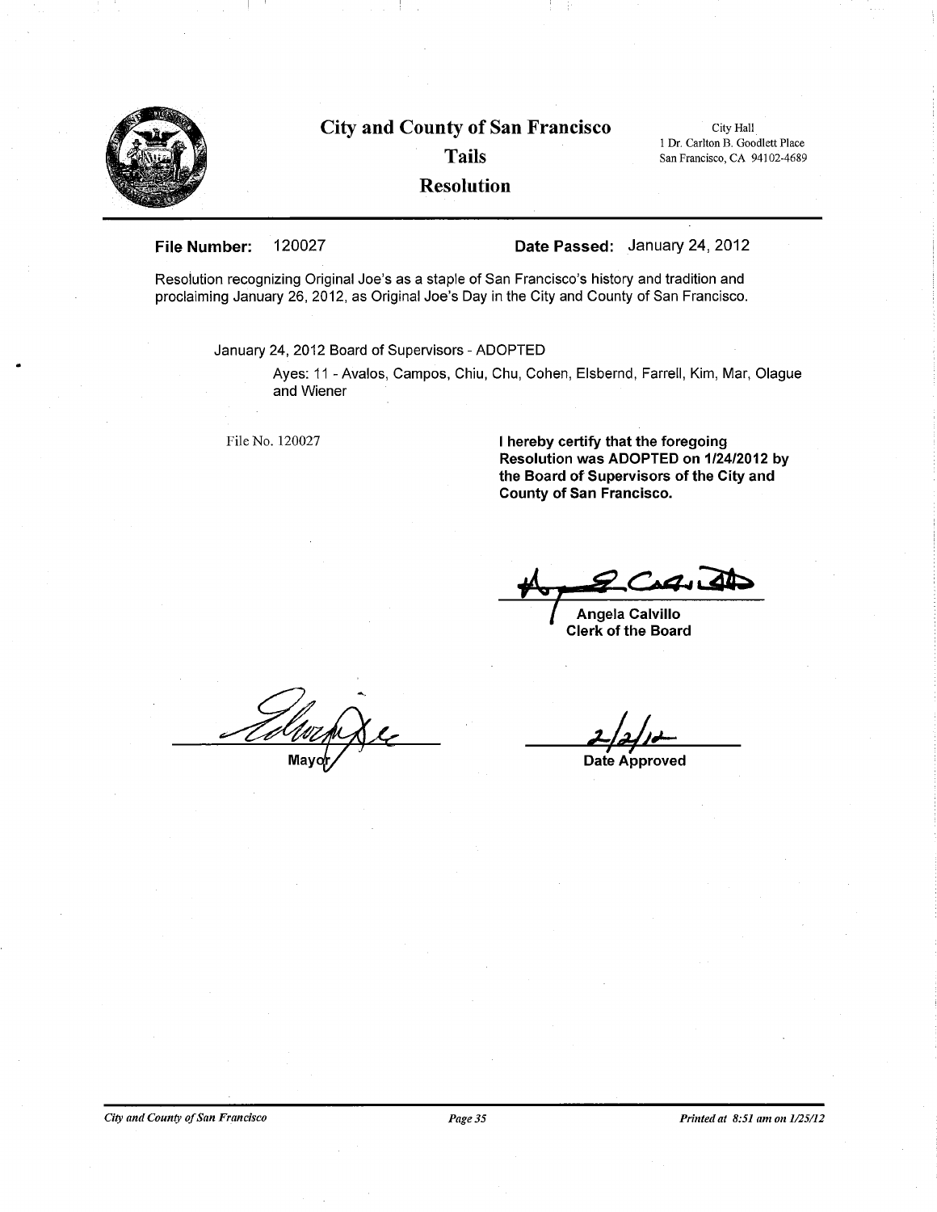# City and County of San Francisco

## Tails

## Resolution

City Hall
1 Dr. Carlton B. Goodlett Place
San Francisco, CA 94102-4689

**File Number:** 120027 **Date Passed:** January 24, 2012

Resolution recognizing Original Joe's as a staple of San Francisco's history and tradition and proclaiming January 26, 2012, as Original Joe's Day in the City and County of San Francisco.

January 24, 2012 Board of Supervisors - ADOPTED

Ayes: 11 - Avalos, Campos, Chiu, Chu, Cohen, Elsbernd, Farrell, Kim, Mar, Olague and Wiener

File No. 120027

**I hereby certify that the foregoing Resolution was ADOPTED on 1/24/2012 by the Board of Supervisors of the City and County of San Francisco.**

**Angela Calvillo**
**Clerk of the Board**

**Mayor**

2/2/12
**Date Approved**